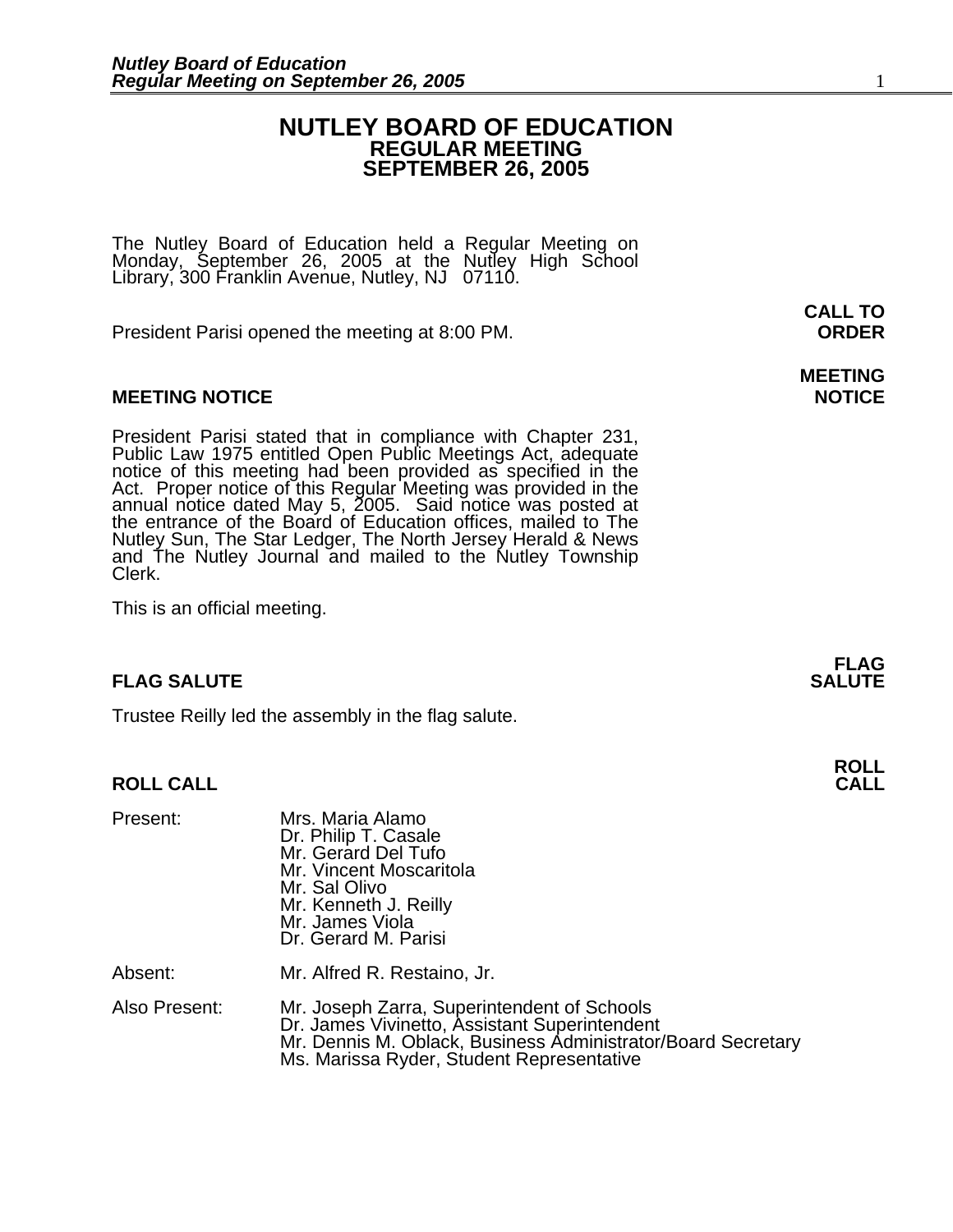# NUTLEY BOARD OF EDUCATION
## REGULAR MEETING
## SEPTEMBER 26, 2005

The Nutley Board of Education held a Regular Meeting on Monday, September 26, 2005 at the Nutley High School Library, 300 Franklin Avenue, Nutley, NJ 07110.

**CALL TO ORDER**

President Parisi opened the meeting at 8:00 PM.

**MEETING NOTICE**

President Parisi stated that in compliance with Chapter 231, Public Law 1975 entitled Open Public Meetings Act, adequate notice of this meeting had been provided as specified in the Act. Proper notice of this Regular Meeting was provided in the annual notice dated May 5, 2005. Said notice was posted at the entrance of the Board of Education offices, mailed to The Nutley Sun, The Star Ledger, The North Jersey Herald & News and The Nutley Journal and mailed to the Nutley Township Clerk.

This is an official meeting.

**FLAG SALUTE**

Trustee Reilly led the assembly in the flag salute.

**ROLL CALL**

Present:
- Mrs. Maria Alamo
- Dr. Philip T. Casale
- Mr. Gerard Del Tufo
- Mr. Vincent Moscaritola
- Mr. Sal Olivo
- Mr. Kenneth J. Reilly
- Mr. James Viola
- Dr. Gerard M. Parisi

Absent:
- Mr. Alfred R. Restaino, Jr.

Also Present:
- Mr. Joseph Zarra, Superintendent of Schools
- Dr. James Vivinetto, Assistant Superintendent
- Mr. Dennis M. Oblack, Business Administrator/Board Secretary
- Ms. Marissa Ryder, Student Representative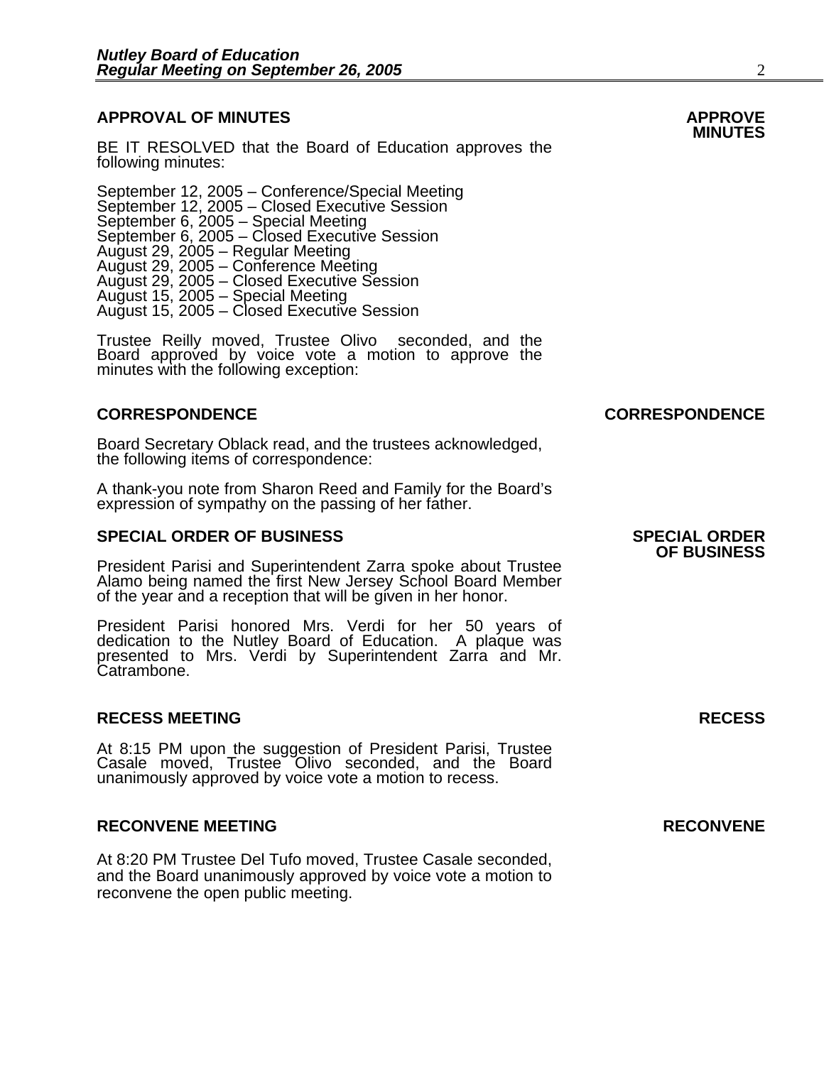## APPROVAL OF MINUTES

**APPROVE MINUTES**

BE IT RESOLVED that the Board of Education approves the following minutes:

September 12, 2005 – Conference/Special Meeting
September 12, 2005 – Closed Executive Session
September 6, 2005 – Special Meeting
September 6, 2005 – Closed Executive Session
August 29, 2005 – Regular Meeting
August 29, 2005 – Conference Meeting
August 29, 2005 – Closed Executive Session
August 15, 2005 – Special Meeting
August 15, 2005 – Closed Executive Session

Trustee Reilly moved, Trustee Olivo seconded, and the Board approved by voice vote a motion to approve the minutes with the following exception:

## CORRESPONDENCE

**CORRESPONDENCE**

Board Secretary Oblack read, and the trustees acknowledged, the following items of correspondence:

A thank-you note from Sharon Reed and Family for the Board's expression of sympathy on the passing of her father.

## SPECIAL ORDER OF BUSINESS

**SPECIAL ORDER OF BUSINESS**

President Parisi and Superintendent Zarra spoke about Trustee Alamo being named the first New Jersey School Board Member of the year and a reception that will be given in her honor.

President Parisi honored Mrs. Verdi for her 50 years of dedication to the Nutley Board of Education. A plaque was presented to Mrs. Verdi by Superintendent Zarra and Mr. Catrambone.

## RECESS MEETING

**RECESS**

At 8:15 PM upon the suggestion of President Parisi, Trustee Casale moved, Trustee Olivo seconded, and the Board unanimously approved by voice vote a motion to recess.

## RECONVENE MEETING

**RECONVENE**

At 8:20 PM Trustee Del Tufo moved, Trustee Casale seconded, and the Board unanimously approved by voice vote a motion to reconvene the open public meeting.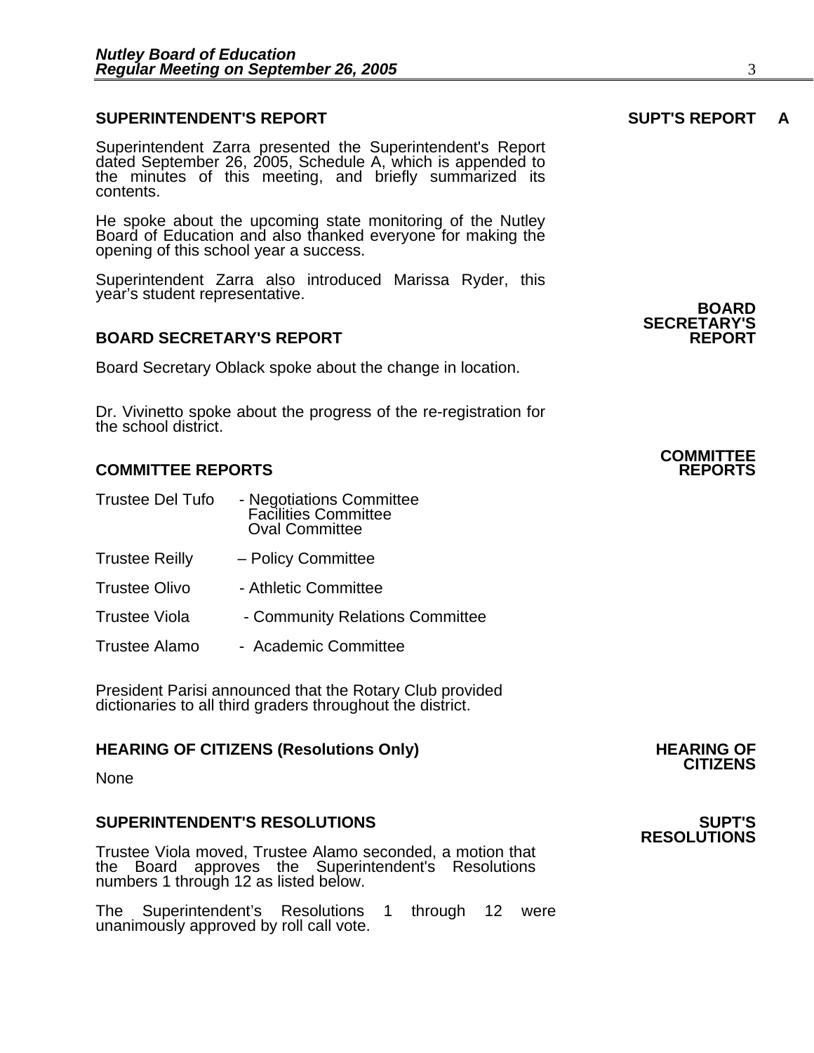## SUPERINTENDENT'S REPORT

**SUPT'S REPORT A**

Superintendent Zarra presented the Superintendent's Report dated September 26, 2005, Schedule A, which is appended to the minutes of this meeting, and briefly summarized its contents.

He spoke about the upcoming state monitoring of the Nutley Board of Education and also thanked everyone for making the opening of this school year a success.

Superintendent Zarra also introduced Marissa Ryder, this year's student representative.

## BOARD SECRETARY'S REPORT

**BOARD SECRETARY'S REPORT**

Board Secretary Oblack spoke about the change in location.

Dr. Vivinetto spoke about the progress of the re-registration for the school district.

## COMMITTEE REPORTS

**COMMITTEE REPORTS**

Trustee Del Tufo - Negotiations Committee
Facilities Committee
Oval Committee

Trustee Reilly – Policy Committee

Trustee Olivo - Athletic Committee

Trustee Viola - Community Relations Committee

Trustee Alamo - Academic Committee

President Parisi announced that the Rotary Club provided dictionaries to all third graders throughout the district.

## HEARING OF CITIZENS (Resolutions Only)

**HEARING OF CITIZENS**

None

## SUPERINTENDENT'S RESOLUTIONS

**SUPT'S RESOLUTIONS**

Trustee Viola moved, Trustee Alamo seconded, a motion that the Board approves the Superintendent's Resolutions numbers 1 through 12 as listed below.

The Superintendent's Resolutions 1 through 12 were unanimously approved by roll call vote.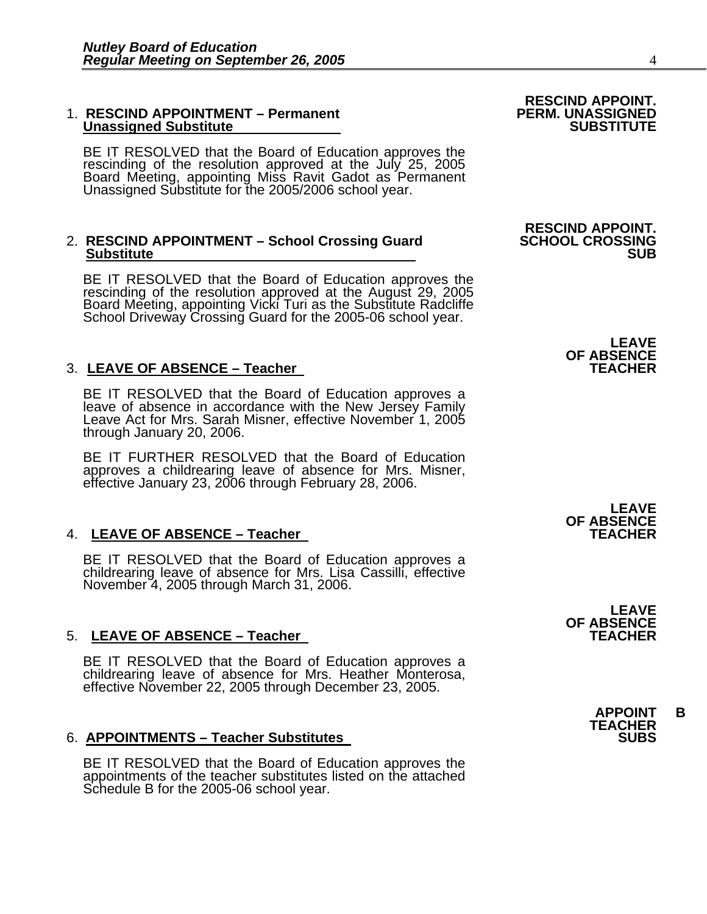**RESCIND APPOINT. PERM. UNASSIGNED SUBSTITUTE**

1. **<u>RESCIND APPOINTMENT – Permanent Unassigned Substitute</u>**

   BE IT RESOLVED that the Board of Education approves the rescinding of the resolution approved at the July 25, 2005 Board Meeting, appointing Miss Ravit Gadot as Permanent Unassigned Substitute for the 2005/2006 school year.

**RESCIND APPOINT. SCHOOL CROSSING SUB**

2. **<u>RESCIND APPOINTMENT – School Crossing Guard Substitute</u>**

   BE IT RESOLVED that the Board of Education approves the rescinding of the resolution approved at the August 29, 2005 Board Meeting, appointing Vicki Turi as the Substitute Radcliffe School Driveway Crossing Guard for the 2005-06 school year.

**LEAVE OF ABSENCE TEACHER**

3. **<u>LEAVE OF ABSENCE – Teacher</u>**

   BE IT RESOLVED that the Board of Education approves a leave of absence in accordance with the New Jersey Family Leave Act for Mrs. Sarah Misner, effective November 1, 2005 through January 20, 2006.

   BE IT FURTHER RESOLVED that the Board of Education approves a childrearing leave of absence for Mrs. Misner, effective January 23, 2006 through February 28, 2006.

**LEAVE OF ABSENCE TEACHER**

4. **<u>LEAVE OF ABSENCE – Teacher</u>**

   BE IT RESOLVED that the Board of Education approves a childrearing leave of absence for Mrs. Lisa Cassilli, effective November 4, 2005 through March 31, 2006.

**LEAVE OF ABSENCE TEACHER**

5. **<u>LEAVE OF ABSENCE – Teacher</u>**

   BE IT RESOLVED that the Board of Education approves a childrearing leave of absence for Mrs. Heather Monterosa, effective November 22, 2005 through December 23, 2005.

**APPOINT TEACHER SUBS — B**

6. **<u>APPOINTMENTS – Teacher Substitutes</u>**

   BE IT RESOLVED that the Board of Education approves the appointments of the teacher substitutes listed on the attached Schedule B for the 2005-06 school year.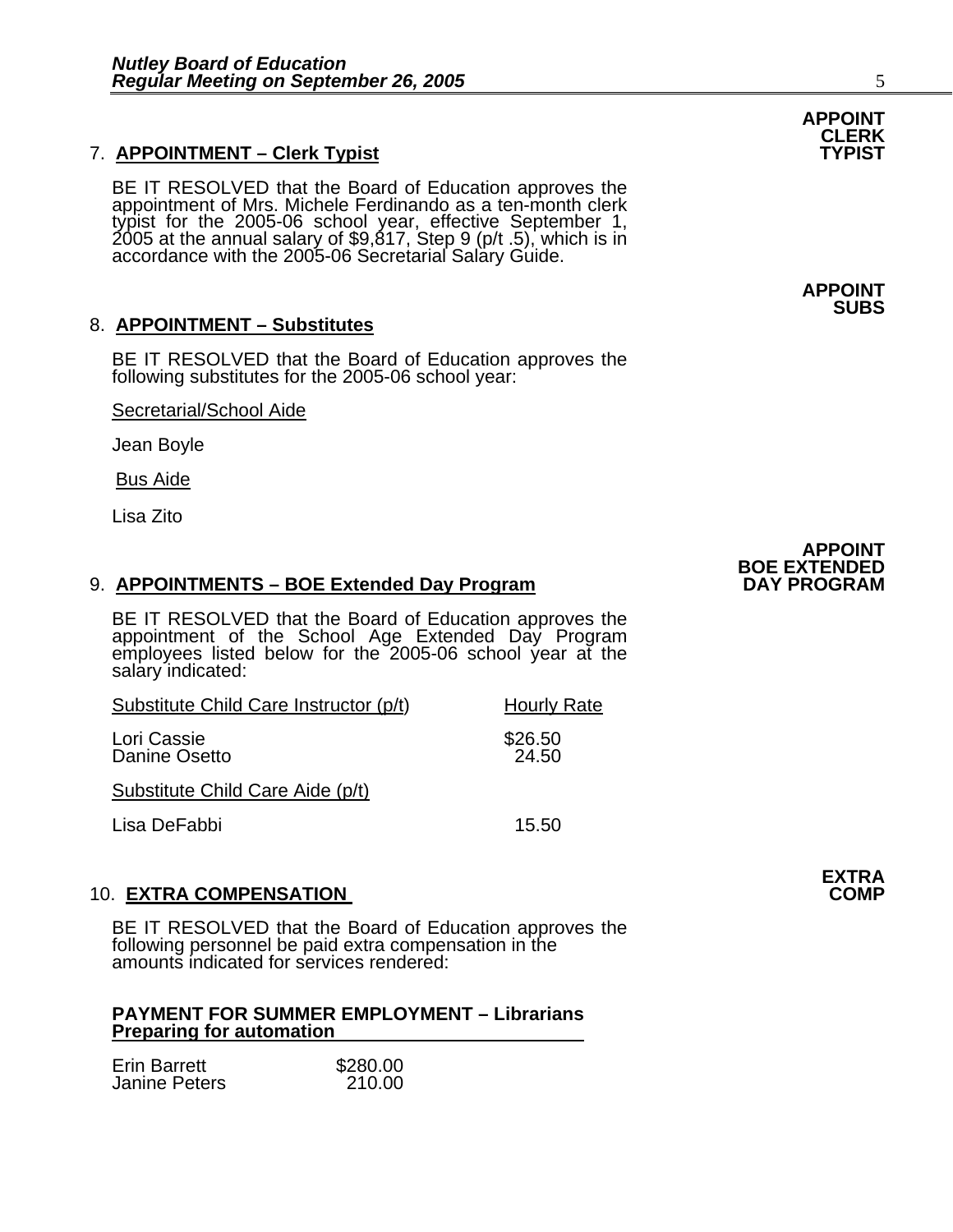**APPOINT CLERK TYPIST**

7. **APPOINTMENT – Clerk Typist**

BE IT RESOLVED that the Board of Education approves the appointment of Mrs. Michele Ferdinando as a ten-month clerk typist for the 2005-06 school year, effective September 1, 2005 at the annual salary of $9,817, Step 9 (p/t .5), which is in accordance with the 2005-06 Secretarial Salary Guide.

**APPOINT SUBS**

8. **APPOINTMENT – Substitutes**

BE IT RESOLVED that the Board of Education approves the following substitutes for the 2005-06 school year:

Secretarial/School Aide

Jean Boyle

Bus Aide

Lisa Zito

**APPOINT BOE EXTENDED DAY PROGRAM**

9. **APPOINTMENTS – BOE Extended Day Program**

BE IT RESOLVED that the Board of Education approves the appointment of the School Age Extended Day Program employees listed below for the 2005-06 school year at the salary indicated:

| Substitute Child Care Instructor (p/t) | Hourly Rate |
|---|---|
| Lori Cassie | $26.50 |
| Danine Osetto | 24.50 |
| Substitute Child Care Aide (p/t) | |
| Lisa DeFabbi | 15.50 |

**EXTRA COMP**

10. **EXTRA COMPENSATION**

BE IT RESOLVED that the Board of Education approves the following personnel be paid extra compensation in the amounts indicated for services rendered:

**PAYMENT FOR SUMMER EMPLOYMENT – Librarians Preparing for automation**

| | |
|---|---|
| Erin Barrett | $280.00 |
| Janine Peters | 210.00 |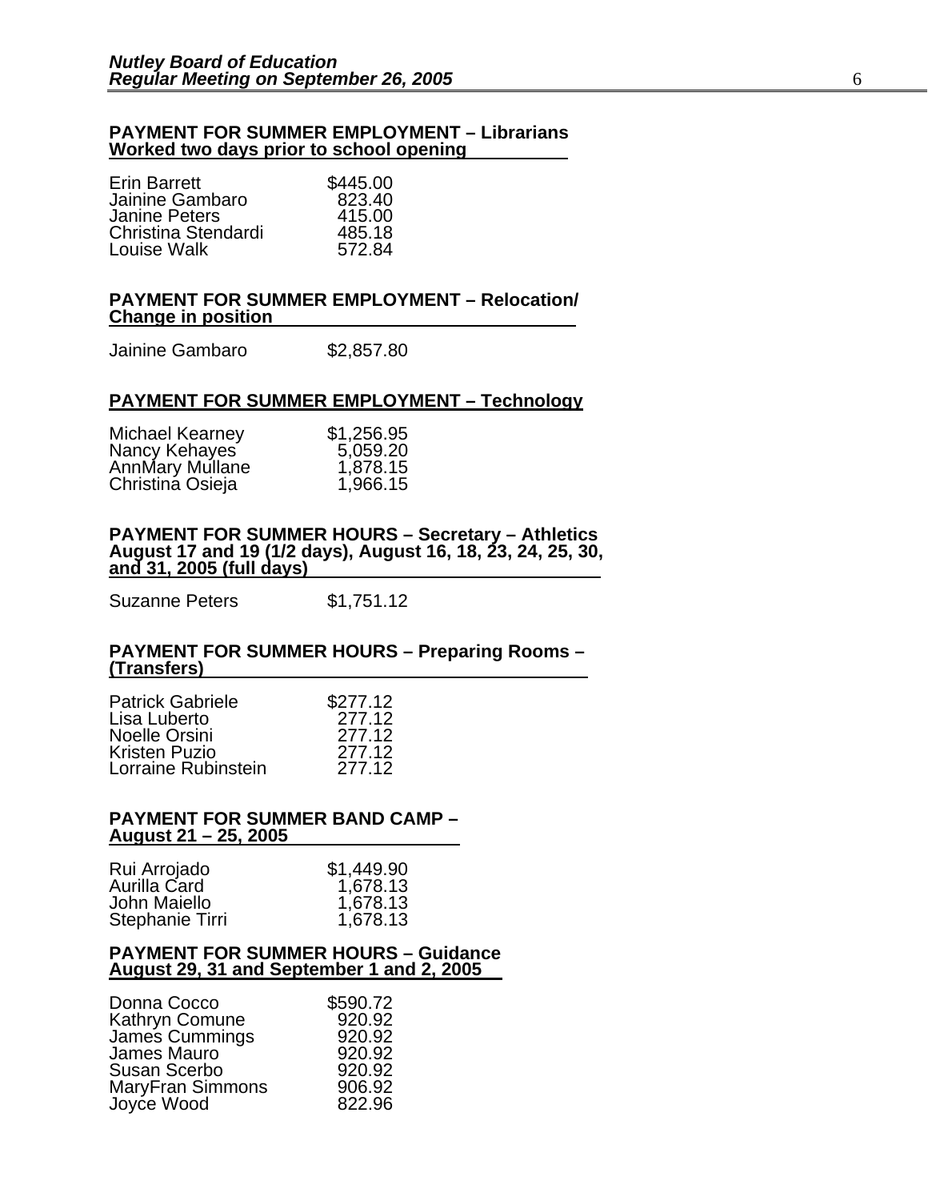**PAYMENT FOR SUMMER EMPLOYMENT – Librarians**
**Worked two days prior to school opening**

| | |
|---|---|
| Erin Barrett | $445.00 |
| Jainine Gambaro | 823.40 |
| Janine Peters | 415.00 |
| Christina Stendardi | 485.18 |
| Louise Walk | 572.84 |

**PAYMENT FOR SUMMER EMPLOYMENT – Relocation/**
**Change in position**

| | |
|---|---|
| Jainine Gambaro | $2,857.80 |

**PAYMENT FOR SUMMER EMPLOYMENT – Technology**

| | |
|---|---|
| Michael Kearney | $1,256.95 |
| Nancy Kehayes | 5,059.20 |
| AnnMary Mullane | 1,878.15 |
| Christina Osieja | 1,966.15 |

**PAYMENT FOR SUMMER HOURS – Secretary – Athletics**
**August 17 and 19 (1/2 days), August 16, 18, 23, 24, 25, 30, and 31, 2005 (full days)**

| | |
|---|---|
| Suzanne Peters | $1,751.12 |

**PAYMENT FOR SUMMER HOURS – Preparing Rooms –**
**(Transfers)**

| | |
|---|---|
| Patrick Gabriele | $277.12 |
| Lisa Luberto | 277.12 |
| Noelle Orsini | 277.12 |
| Kristen Puzio | 277.12 |
| Lorraine Rubinstein | 277.12 |

**PAYMENT FOR SUMMER BAND CAMP –**
**August 21 – 25, 2005**

| | |
|---|---|
| Rui Arrojado | $1,449.90 |
| Aurilla Card | 1,678.13 |
| John Maiello | 1,678.13 |
| Stephanie Tirri | 1,678.13 |

**PAYMENT FOR SUMMER HOURS – Guidance**
**August 29, 31 and September 1 and 2, 2005**

| | |
|---|---|
| Donna Cocco | $590.72 |
| Kathryn Comune | 920.92 |
| James Cummings | 920.92 |
| James Mauro | 920.92 |
| Susan Scerbo | 920.92 |
| MaryFran Simmons | 906.92 |
| Joyce Wood | 822.96 |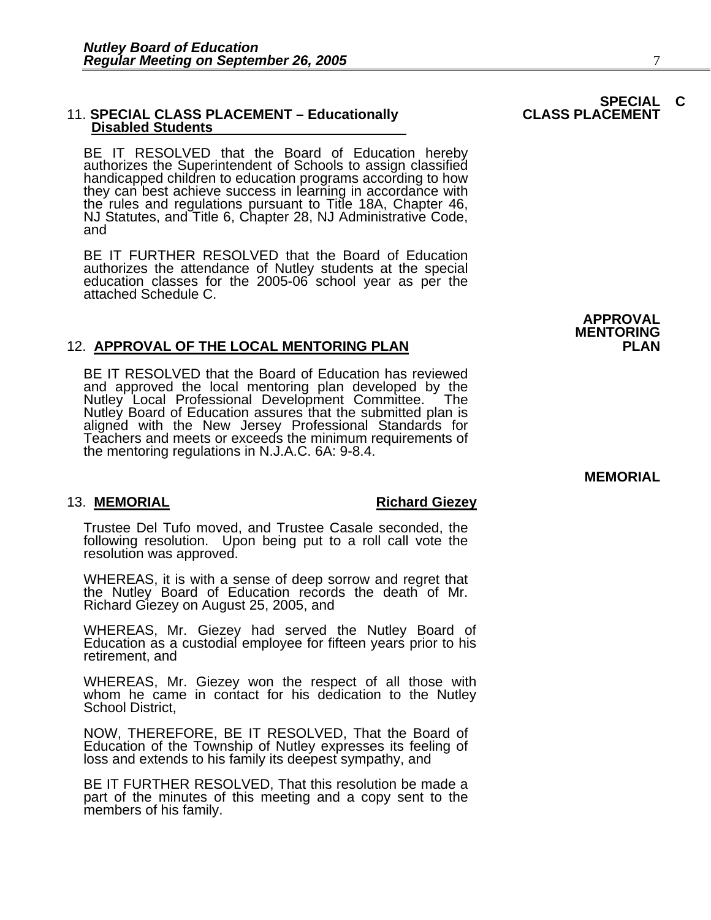**SPECIAL CLASS PLACEMENT**

11. **SPECIAL CLASS PLACEMENT – Educationally Disabled Students**

BE IT RESOLVED that the Board of Education hereby authorizes the Superintendent of Schools to assign classified handicapped children to education programs according to how they can best achieve success in learning in accordance with the rules and regulations pursuant to Title 18A, Chapter 46, NJ Statutes, and Title 6, Chapter 28, NJ Administrative Code, and

BE IT FURTHER RESOLVED that the Board of Education authorizes the attendance of Nutley students at the special education classes for the 2005-06 school year as per the attached Schedule C.

**APPROVAL MENTORING PLAN**

12. **APPROVAL OF THE LOCAL MENTORING PLAN**

BE IT RESOLVED that the Board of Education has reviewed and approved the local mentoring plan developed by the Nutley Local Professional Development Committee. The Nutley Board of Education assures that the submitted plan is aligned with the New Jersey Professional Standards for Teachers and meets or exceeds the minimum requirements of the mentoring regulations in N.J.A.C. 6A: 9-8.4.

**MEMORIAL**

13. **MEMORIAL** **Richard Giezey**

Trustee Del Tufo moved, and Trustee Casale seconded, the following resolution. Upon being put to a roll call vote the resolution was approved.

WHEREAS, it is with a sense of deep sorrow and regret that the Nutley Board of Education records the death of Mr. Richard Giezey on August 25, 2005, and

WHEREAS, Mr. Giezey had served the Nutley Board of Education as a custodial employee for fifteen years prior to his retirement, and

WHEREAS, Mr. Giezey won the respect of all those with whom he came in contact for his dedication to the Nutley School District,

NOW, THEREFORE, BE IT RESOLVED, That the Board of Education of the Township of Nutley expresses its feeling of loss and extends to his family its deepest sympathy, and

BE IT FURTHER RESOLVED, That this resolution be made a part of the minutes of this meeting and a copy sent to the members of his family.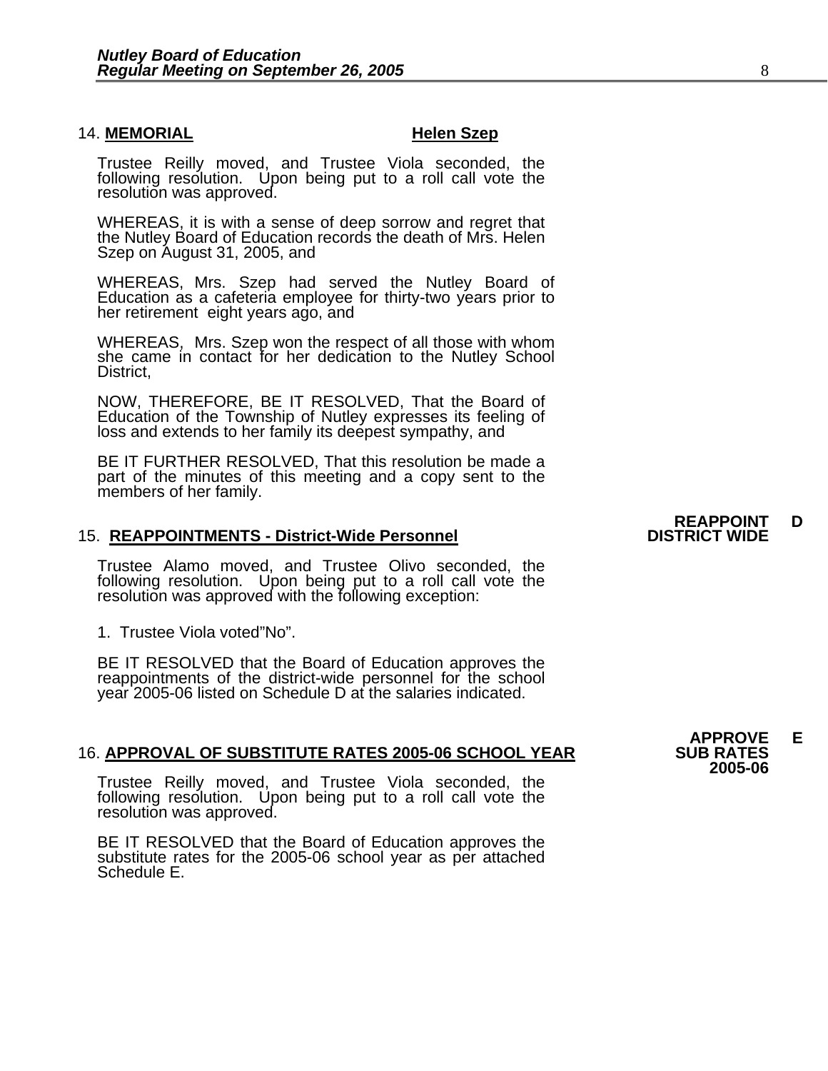14. **MEMORIAL** **Helen Szep**

Trustee Reilly moved, and Trustee Viola seconded, the following resolution. Upon being put to a roll call vote the resolution was approved.

WHEREAS, it is with a sense of deep sorrow and regret that the Nutley Board of Education records the death of Mrs. Helen Szep on August 31, 2005, and

WHEREAS, Mrs. Szep had served the Nutley Board of Education as a cafeteria employee for thirty-two years prior to her retirement eight years ago, and

WHEREAS, Mrs. Szep won the respect of all those with whom she came in contact for her dedication to the Nutley School District,

NOW, THEREFORE, BE IT RESOLVED, That the Board of Education of the Township of Nutley expresses its feeling of loss and extends to her family its deepest sympathy, and

BE IT FURTHER RESOLVED, That this resolution be made a part of the minutes of this meeting and a copy sent to the members of her family.

15. **REAPPOINTMENTS - District-Wide Personnel**

**REAPPOINT D**
**DISTRICT WIDE**

Trustee Alamo moved, and Trustee Olivo seconded, the following resolution. Upon being put to a roll call vote the resolution was approved with the following exception:

1. Trustee Viola voted"No".

BE IT RESOLVED that the Board of Education approves the reappointments of the district-wide personnel for the school year 2005-06 listed on Schedule D at the salaries indicated.

16. **APPROVAL OF SUBSTITUTE RATES 2005-06 SCHOOL YEAR**

**APPROVE E**
**SUB RATES**
**2005-06**

Trustee Reilly moved, and Trustee Viola seconded, the following resolution. Upon being put to a roll call vote the resolution was approved.

BE IT RESOLVED that the Board of Education approves the substitute rates for the 2005-06 school year as per attached Schedule E.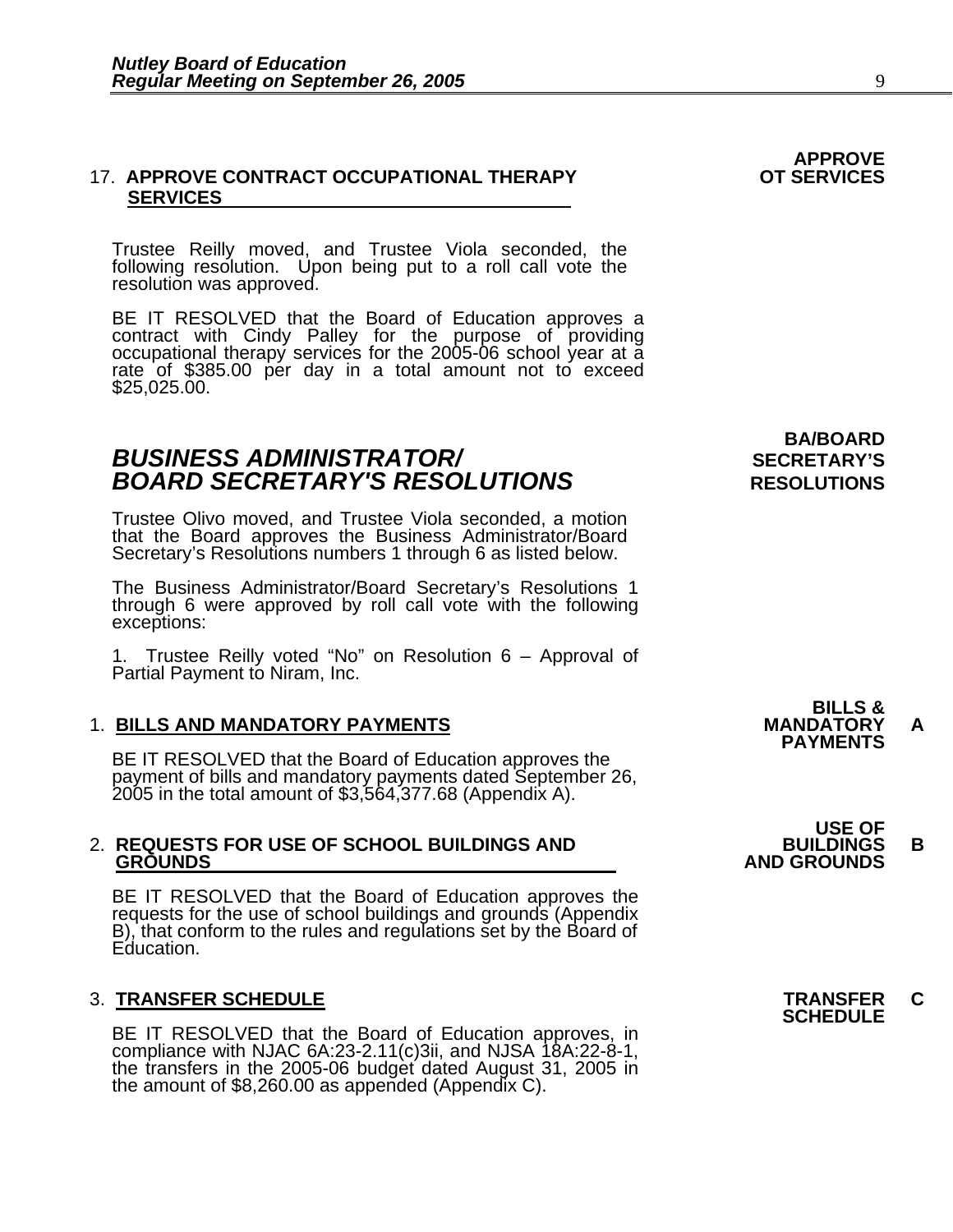**APPROVE OT SERVICES**

17. **APPROVE CONTRACT OCCUPATIONAL THERAPY SERVICES**

Trustee Reilly moved, and Trustee Viola seconded, the following resolution. Upon being put to a roll call vote the resolution was approved.

BE IT RESOLVED that the Board of Education approves a contract with Cindy Palley for the purpose of providing occupational therapy services for the 2005-06 school year at a rate of $385.00 per day in a total amount not to exceed $25,025.00.

**BA/BOARD SECRETARY'S RESOLUTIONS**

## *BUSINESS ADMINISTRATOR/ BOARD SECRETARY'S RESOLUTIONS*

Trustee Olivo moved, and Trustee Viola seconded, a motion that the Board approves the Business Administrator/Board Secretary's Resolutions numbers 1 through 6 as listed below.

The Business Administrator/Board Secretary's Resolutions 1 through 6 were approved by roll call vote with the following exceptions:

1. Trustee Reilly voted "No" on Resolution 6 – Approval of Partial Payment to Niram, Inc.

**BILLS & MANDATORY PAYMENTS** **A**

1. **BILLS AND MANDATORY PAYMENTS**

BE IT RESOLVED that the Board of Education approves the payment of bills and mandatory payments dated September 26, 2005 in the total amount of $3,564,377.68 (Appendix A).

**USE OF BUILDINGS AND GROUNDS** **B**

2. **REQUESTS FOR USE OF SCHOOL BUILDINGS AND GROUNDS**

BE IT RESOLVED that the Board of Education approves the requests for the use of school buildings and grounds (Appendix B), that conform to the rules and regulations set by the Board of Education.

**TRANSFER SCHEDULE** **C**

3. **TRANSFER SCHEDULE**

BE IT RESOLVED that the Board of Education approves, in compliance with NJAC 6A:23-2.11(c)3ii, and NJSA 18A:22-8-1, the transfers in the 2005-06 budget dated August 31, 2005 in the amount of $8,260.00 as appended (Appendix C).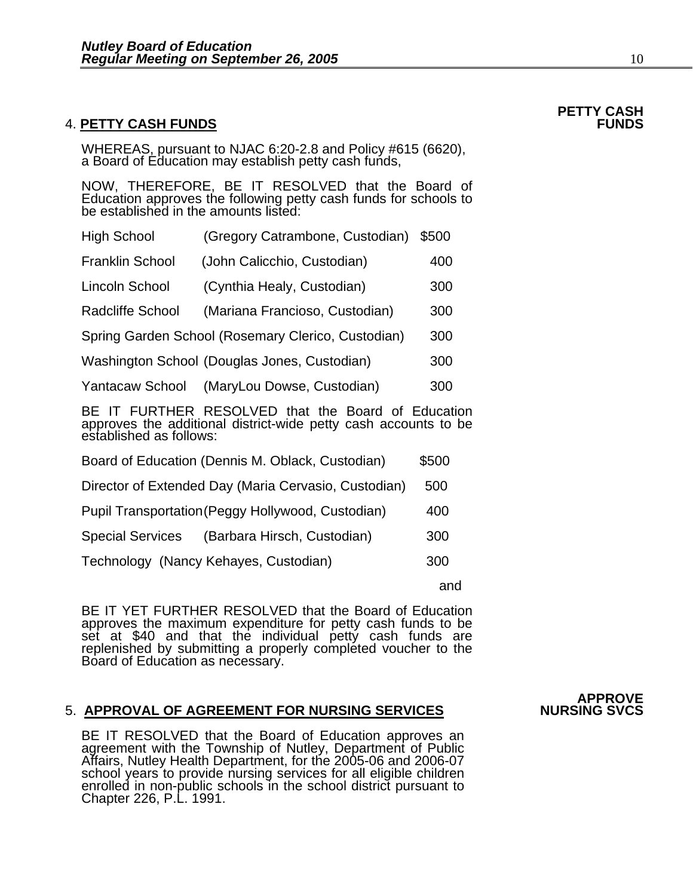**PETTY CASH FUNDS**

4. **PETTY CASH FUNDS**

WHEREAS, pursuant to NJAC 6:20-2.8 and Policy #615 (6620), a Board of Education may establish petty cash funds,

NOW, THEREFORE, BE IT RESOLVED that the Board of Education approves the following petty cash funds for schools to be established in the amounts listed:

| | | |
|---|---|---|
| High School | (Gregory Catrambone, Custodian) | $500 |
| Franklin School | (John Calicchio, Custodian) | 400 |
| Lincoln School | (Cynthia Healy, Custodian) | 300 |
| Radcliffe School | (Mariana Francioso, Custodian) | 300 |
| Spring Garden School | (Rosemary Clerico, Custodian) | 300 |
| Washington School | (Douglas Jones, Custodian) | 300 |
| Yantacaw School | (MaryLou Dowse, Custodian) | 300 |

BE IT FURTHER RESOLVED that the Board of Education approves the additional district-wide petty cash accounts to be established as follows:

| | | |
|---|---|---|
| Board of Education | (Dennis M. Oblack, Custodian) | $500 |
| Director of Extended Day | (Maria Cervasio, Custodian) | 500 |
| Pupil Transportation | (Peggy Hollywood, Custodian) | 400 |
| Special Services | (Barbara Hirsch, Custodian) | 300 |
| Technology | (Nancy Kehayes, Custodian) | 300 |

and

BE IT YET FURTHER RESOLVED that the Board of Education approves the maximum expenditure for petty cash funds to be set at $40 and that the individual petty cash funds are replenished by submitting a properly completed voucher to the Board of Education as necessary.

**APPROVE NURSING SVCS**

5. **APPROVAL OF AGREEMENT FOR NURSING SERVICES**

BE IT RESOLVED that the Board of Education approves an agreement with the Township of Nutley, Department of Public Affairs, Nutley Health Department, for the 2005-06 and 2006-07 school years to provide nursing services for all eligible children enrolled in non-public schools in the school district pursuant to Chapter 226, P.L. 1991.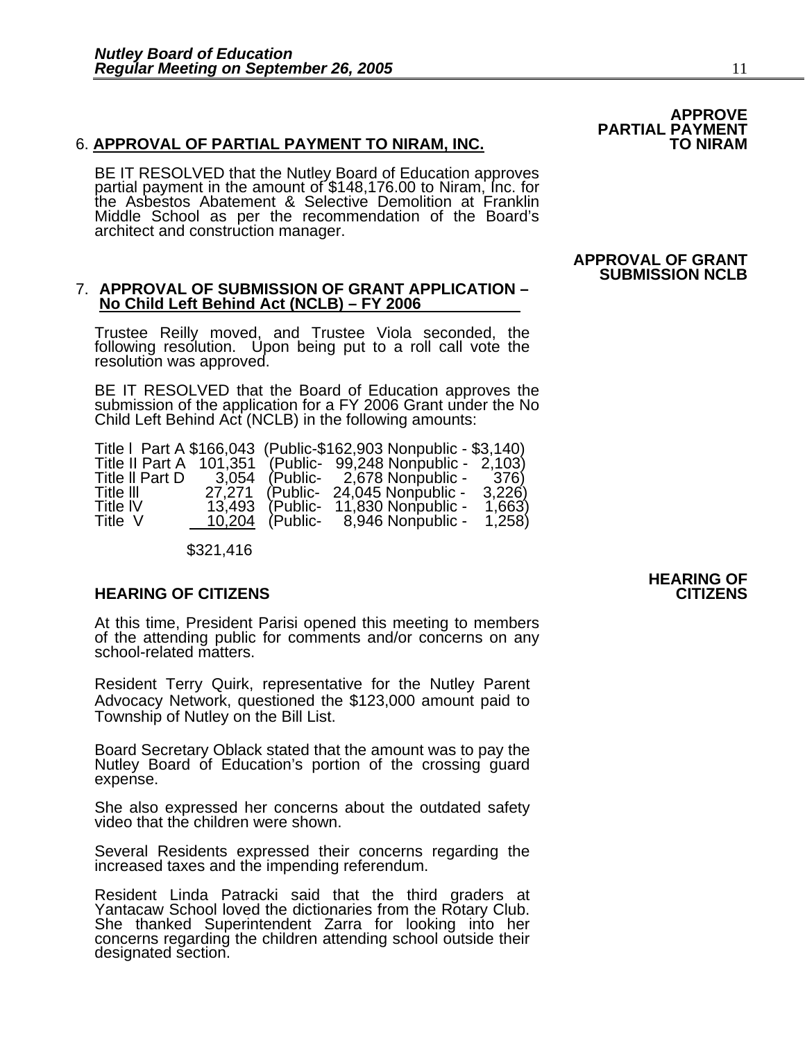**APPROVE PARTIAL PAYMENT TO NIRAM**

6. **APPROVAL OF PARTIAL PAYMENT TO NIRAM, INC.**

BE IT RESOLVED that the Nutley Board of Education approves partial payment in the amount of $148,176.00 to Niram, Inc. for the Asbestos Abatement & Selective Demolition at Franklin Middle School as per the recommendation of the Board's architect and construction manager.

**APPROVAL OF GRANT SUBMISSION NCLB**

7. **APPROVAL OF SUBMISSION OF GRANT APPLICATION – No Child Left Behind Act (NCLB) – FY 2006**

Trustee Reilly moved, and Trustee Viola seconded, the following resolution. Upon being put to a roll call vote the resolution was approved.

BE IT RESOLVED that the Board of Education approves the submission of the application for a FY 2006 Grant under the No Child Left Behind Act (NCLB) in the following amounts:

| | | | |
|---|---|---|---|
| Title I Part A | $166,043 | (Public-$162,903 | Nonpublic - $3,140) |
| Title II Part A | 101,351 | (Public- 99,248 | Nonpublic - 2,103) |
| Title II Part D | 3,054 | (Public- 2,678 | Nonpublic - 376) |
| Title III | 27,271 | (Public- 24,045 | Nonpublic - 3,226) |
| Title IV | 13,493 | (Public- 11,830 | Nonpublic - 1,663) |
| Title V | 10,204 | (Public- 8,946 | Nonpublic - 1,258) |
| | $321,416 | | |

**HEARING OF CITIZENS**

**HEARING OF CITIZENS**

At this time, President Parisi opened this meeting to members of the attending public for comments and/or concerns on any school-related matters.

Resident Terry Quirk, representative for the Nutley Parent Advocacy Network, questioned the $123,000 amount paid to Township of Nutley on the Bill List.

Board Secretary Oblack stated that the amount was to pay the Nutley Board of Education's portion of the crossing guard expense.

She also expressed her concerns about the outdated safety video that the children were shown.

Several Residents expressed their concerns regarding the increased taxes and the impending referendum.

Resident Linda Patracki said that the third graders at Yantacaw School loved the dictionaries from the Rotary Club. She thanked Superintendent Zarra for looking into her concerns regarding the children attending school outside their designated section.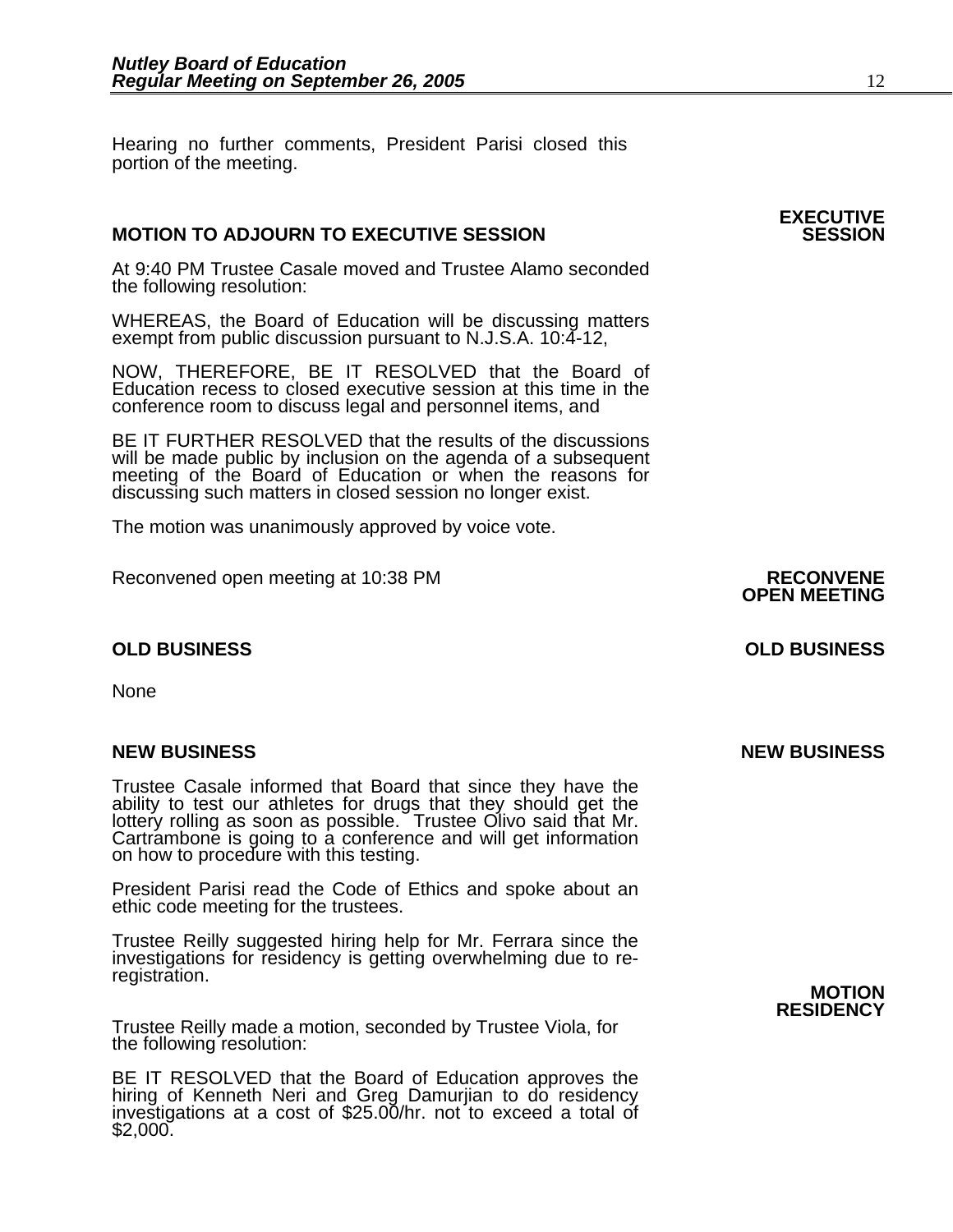Hearing no further comments, President Parisi closed this portion of the meeting.

**EXECUTIVE SESSION**

**MOTION TO ADJOURN TO EXECUTIVE SESSION**

At 9:40 PM Trustee Casale moved and Trustee Alamo seconded the following resolution:

WHEREAS, the Board of Education will be discussing matters exempt from public discussion pursuant to N.J.S.A. 10:4-12,

NOW, THEREFORE, BE IT RESOLVED that the Board of Education recess to closed executive session at this time in the conference room to discuss legal and personnel items, and

BE IT FURTHER RESOLVED that the results of the discussions will be made public by inclusion on the agenda of a subsequent meeting of the Board of Education or when the reasons for discussing such matters in closed session no longer exist.

The motion was unanimously approved by voice vote.

**RECONVENE OPEN MEETING**

Reconvened open meeting at 10:38 PM

**OLD BUSINESS**

None

**NEW BUSINESS**

Trustee Casale informed that Board that since they have the ability to test our athletes for drugs that they should get the lottery rolling as soon as possible. Trustee Olivo said that Mr. Cartrambone is going to a conference and will get information on how to procedure with this testing.

President Parisi read the Code of Ethics and spoke about an ethic code meeting for the trustees.

Trustee Reilly suggested hiring help for Mr. Ferrara since the investigations for residency is getting overwhelming due to re-registration.

**MOTION RESIDENCY**

Trustee Reilly made a motion, seconded by Trustee Viola, for the following resolution:

BE IT RESOLVED that the Board of Education approves the hiring of Kenneth Neri and Greg Damurjian to do residency investigations at a cost of $25.00/hr. not to exceed a total of $2,000.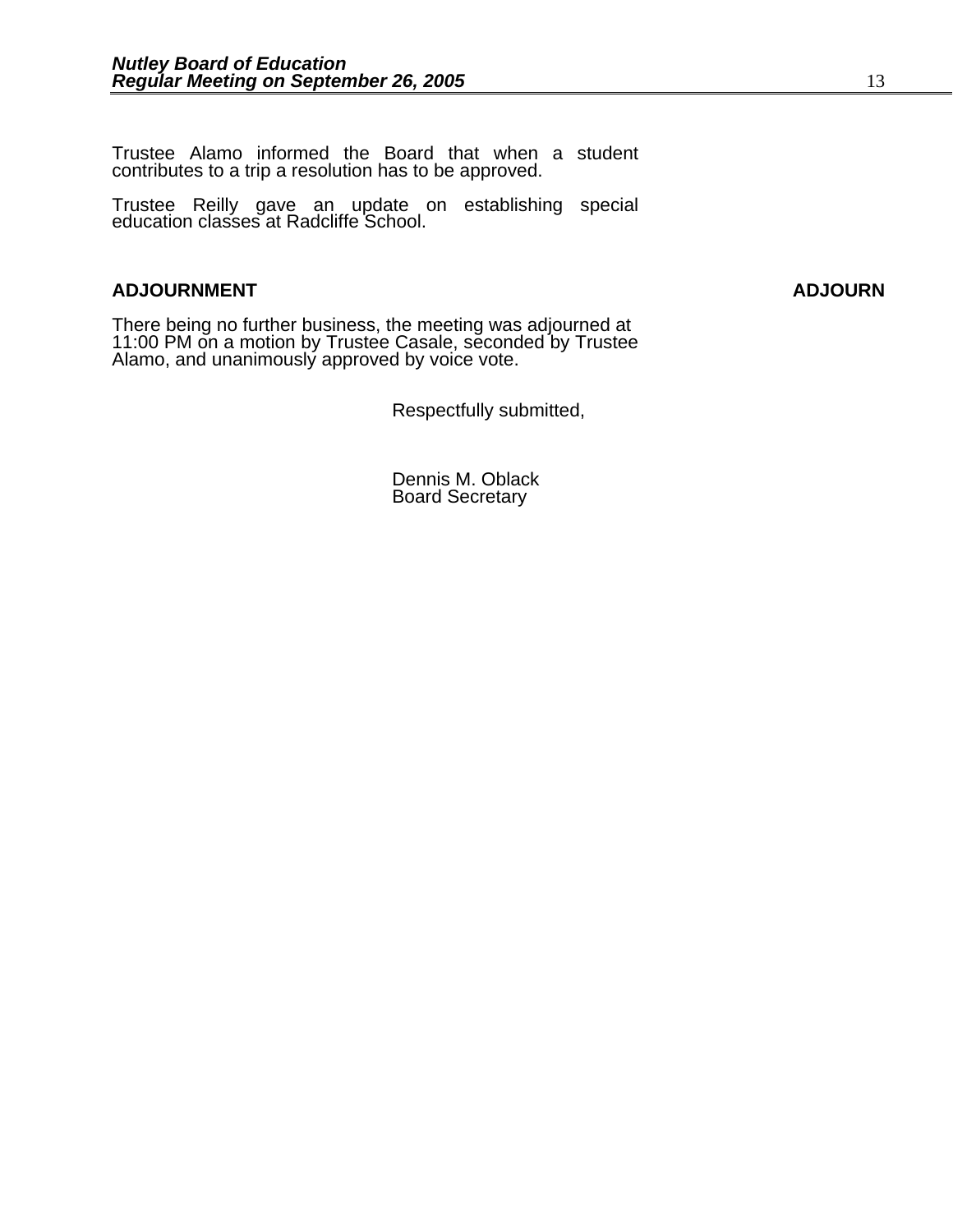Trustee Alamo informed the Board that when a student contributes to a trip a resolution has to be approved.

Trustee Reilly gave an update on establishing special education classes at Radcliffe School.

**ADJOURNMENT** **ADJOURN**

There being no further business, the meeting was adjourned at 11:00 PM on a motion by Trustee Casale, seconded by Trustee Alamo, and unanimously approved by voice vote.

Respectfully submitted,

Dennis M. Oblack
Board Secretary